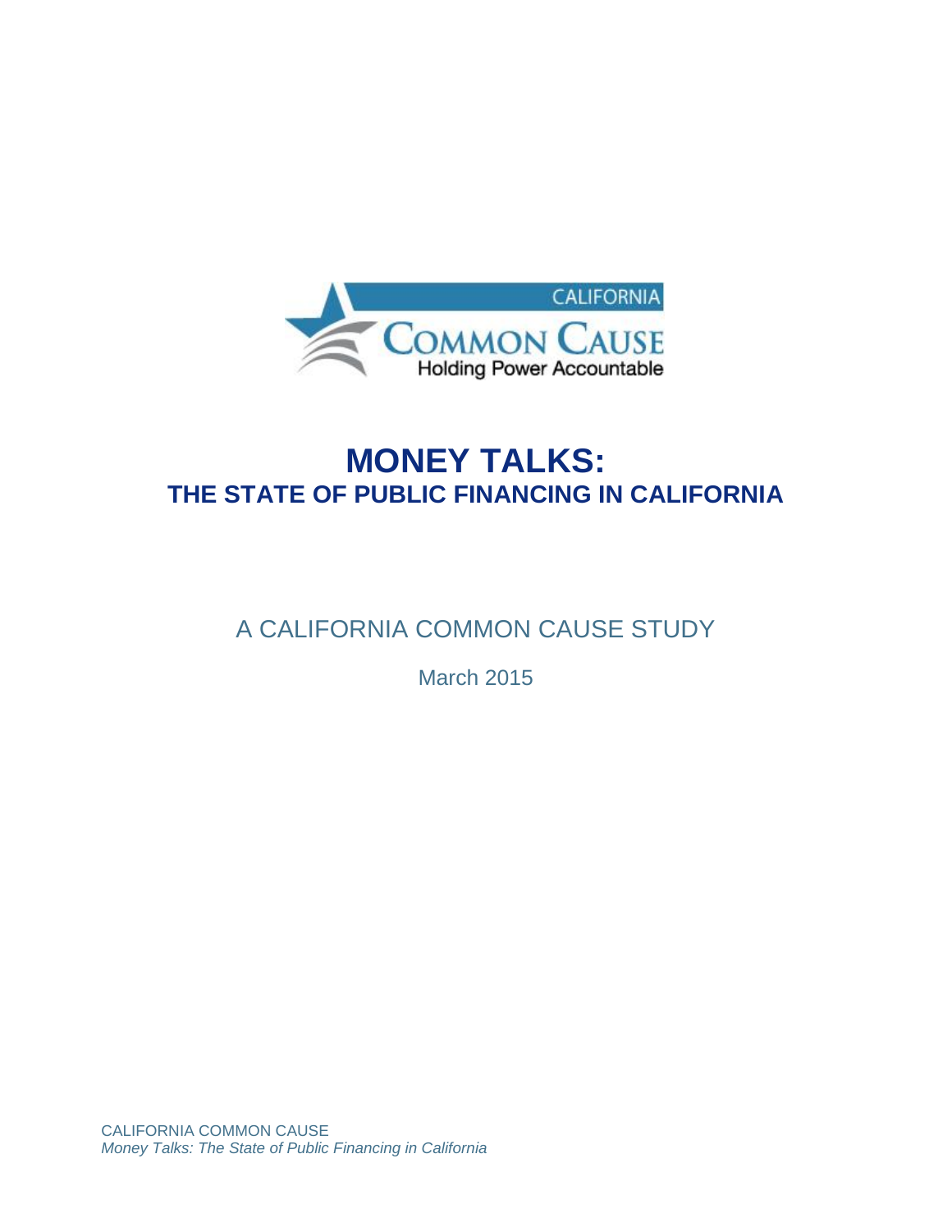CALIFORNIA

COMMON CAUSE

Holding Power Accountable

# MONEY TALKS:
## THE STATE OF PUBLIC FINANCING IN CALIFORNIA

A CALIFORNIA COMMON CAUSE STUDY

March 2015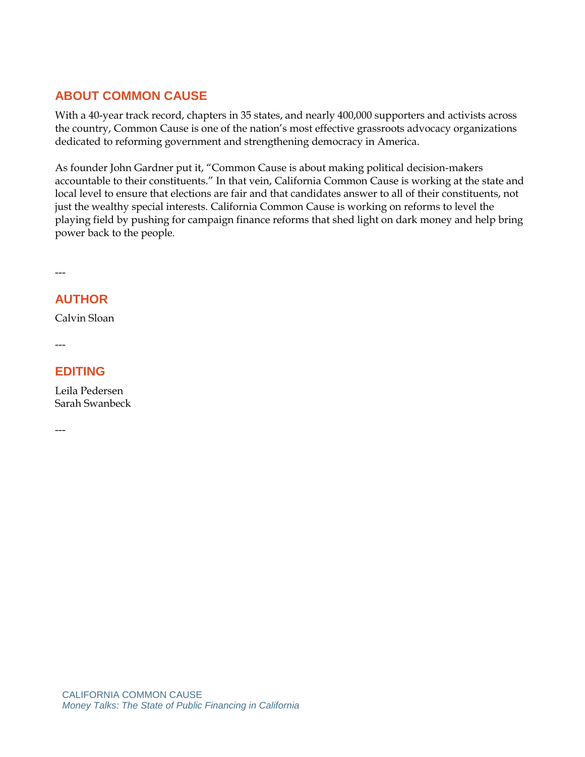## ABOUT COMMON CAUSE

With a 40-year track record, chapters in 35 states, and nearly 400,000 supporters and activists across the country, Common Cause is one of the nation's most effective grassroots advocacy organizations dedicated to reforming government and strengthening democracy in America.

As founder John Gardner put it, "Common Cause is about making political decision-makers accountable to their constituents." In that vein, California Common Cause is working at the state and local level to ensure that elections are fair and that candidates answer to all of their constituents, not just the wealthy special interests. California Common Cause is working on reforms to level the playing field by pushing for campaign finance reforms that shed light on dark money and help bring power back to the people.

---

## AUTHOR

Calvin Sloan

---

## EDITING

Leila Pedersen
Sarah Swanbeck

---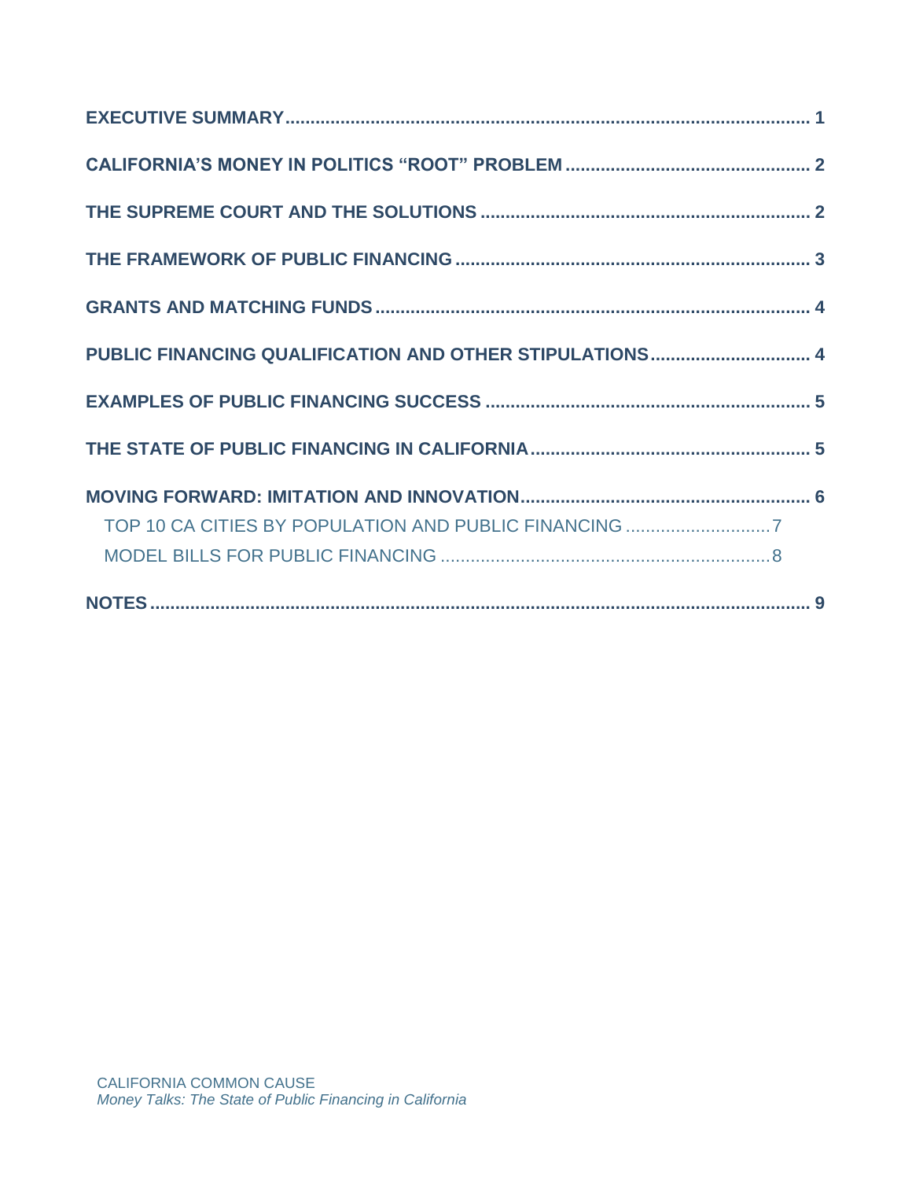EXECUTIVE SUMMARY ........................................................................................................ 1

CALIFORNIA'S MONEY IN POLITICS "ROOT" PROBLEM ................................................ 2

THE SUPREME COURT AND THE SOLUTIONS ................................................................ 2

THE FRAMEWORK OF PUBLIC FINANCING ...................................................................... 3

GRANTS AND MATCHING FUNDS ..................................................................................... 4

PUBLIC FINANCING QUALIFICATION AND OTHER STIPULATIONS ................................ 4

EXAMPLES OF PUBLIC FINANCING SUCCESS ................................................................ 5

THE STATE OF PUBLIC FINANCING IN CALIFORNIA ...................................................... 5

MOVING FORWARD: IMITATION AND INNOVATION ........................................................ 6

- TOP 10 CA CITIES BY POPULATION AND PUBLIC FINANCING ............................ 7
- MODEL BILLS FOR PUBLIC FINANCING ................................................................ 8

NOTES ................................................................................................................................... 9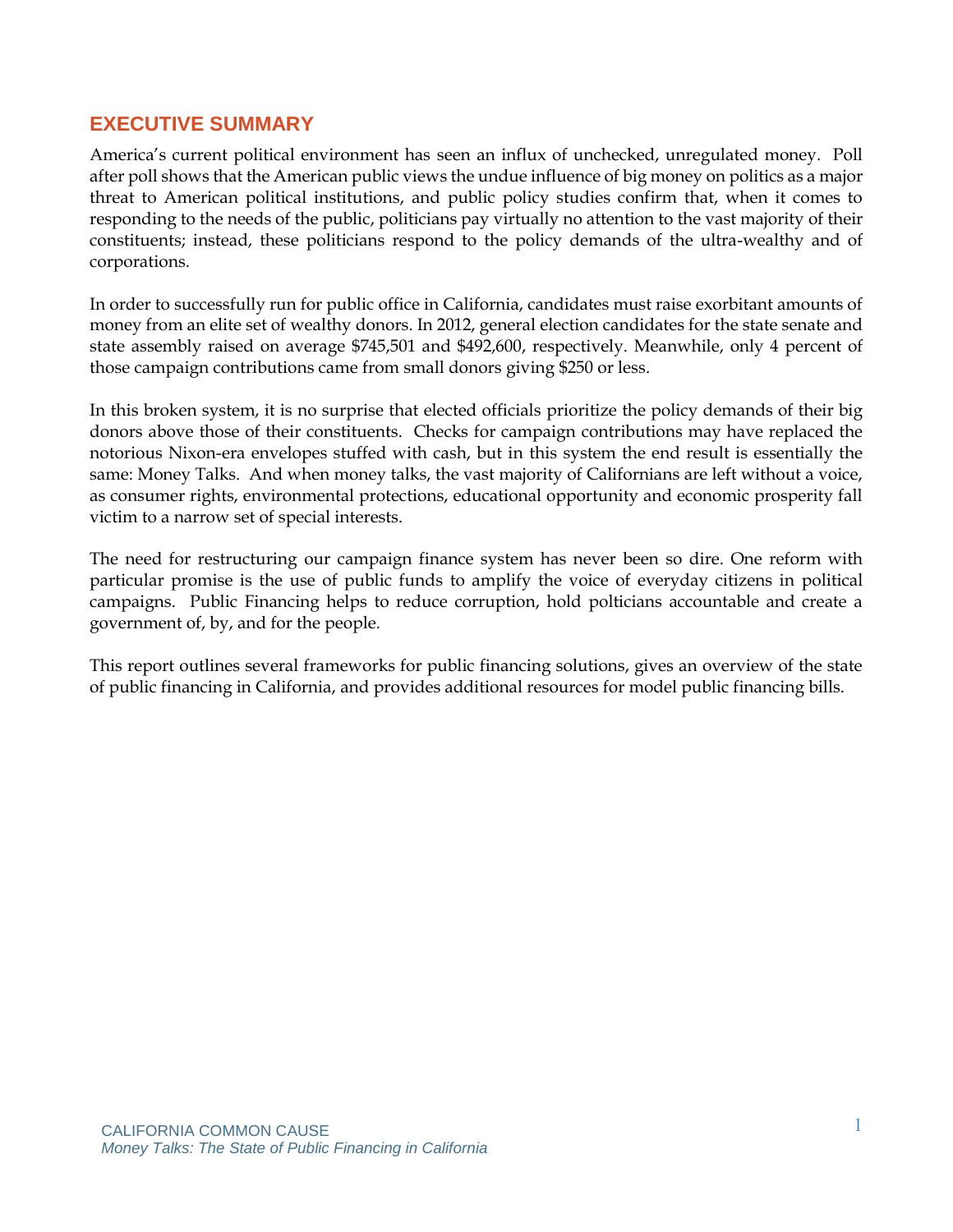## EXECUTIVE SUMMARY

America's current political environment has seen an influx of unchecked, unregulated money. Poll after poll shows that the American public views the undue influence of big money on politics as a major threat to American political institutions, and public policy studies confirm that, when it comes to responding to the needs of the public, politicians pay virtually no attention to the vast majority of their constituents; instead, these politicians respond to the policy demands of the ultra-wealthy and of corporations.

In order to successfully run for public office in California, candidates must raise exorbitant amounts of money from an elite set of wealthy donors. In 2012, general election candidates for the state senate and state assembly raised on average $745,501 and $492,600, respectively. Meanwhile, only 4 percent of those campaign contributions came from small donors giving $250 or less.

In this broken system, it is no surprise that elected officials prioritize the policy demands of their big donors above those of their constituents. Checks for campaign contributions may have replaced the notorious Nixon-era envelopes stuffed with cash, but in this system the end result is essentially the same: Money Talks. And when money talks, the vast majority of Californians are left without a voice, as consumer rights, environmental protections, educational opportunity and economic prosperity fall victim to a narrow set of special interests.

The need for restructuring our campaign finance system has never been so dire. One reform with particular promise is the use of public funds to amplify the voice of everyday citizens in political campaigns. Public Financing helps to reduce corruption, hold polticians accountable and create a government of, by, and for the people.

This report outlines several frameworks for public financing solutions, gives an overview of the state of public financing in California, and provides additional resources for model public financing bills.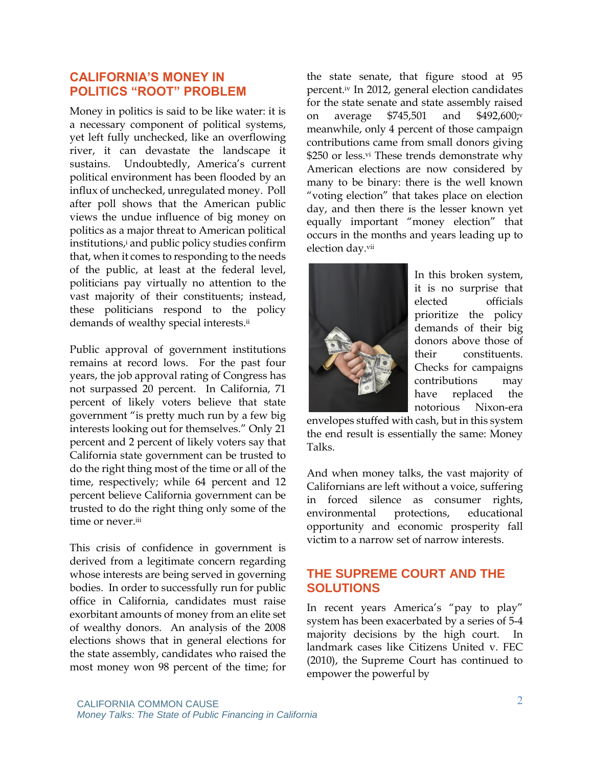## CALIFORNIA'S MONEY IN POLITICS "ROOT" PROBLEM

Money in politics is said to be like water: it is a necessary component of political systems, yet left fully unchecked, like an overflowing river, it can devastate the landscape it sustains. Undoubtedly, America's current political environment has been flooded by an influx of unchecked, unregulated money. Poll after poll shows that the American public views the undue influence of big money on politics as a major threat to American political institutions,[i] and public policy studies confirm that, when it comes to responding to the needs of the public, at least at the federal level, politicians pay virtually no attention to the vast majority of their constituents; instead, these politicians respond to the policy demands of wealthy special interests.[ii]

Public approval of government institutions remains at record lows. For the past four years, the job approval rating of Congress has not surpassed 20 percent. In California, 71 percent of likely voters believe that state government "is pretty much run by a few big interests looking out for themselves." Only 21 percent and 2 percent of likely voters say that California state government can be trusted to do the right thing most of the time or all of the time, respectively; while 64 percent and 12 percent believe California government can be trusted to do the right thing only some of the time or never.[iii]

This crisis of confidence in government is derived from a legitimate concern regarding whose interests are being served in governing bodies. In order to successfully run for public office in California, candidates must raise exorbitant amounts of money from an elite set of wealthy donors. An analysis of the 2008 elections shows that in general elections for the state assembly, candidates who raised the most money won 98 percent of the time; for the state senate, that figure stood at 95 percent.[iv] In 2012, general election candidates for the state senate and state assembly raised on average $745,501 and $492,600;[v] meanwhile, only 4 percent of those campaign contributions came from small donors giving $250 or less.[vi] These trends demonstrate why American elections are now considered by many to be binary: there is the well known "voting election" that takes place on election day, and then there is the lesser known yet equally important "money election" that occurs in the months and years leading up to election day.[vii]

In this broken system, it is no surprise that elected officials prioritize the policy demands of their big donors above those of their constituents. Checks for campaigns contributions may have replaced the notorious Nixon-era envelopes stuffed with cash, but in this system the end result is essentially the same: Money Talks.

And when money talks, the vast majority of Californians are left without a voice, suffering in forced silence as consumer rights, environmental protections, educational opportunity and economic prosperity fall victim to a narrow set of narrow interests.

## THE SUPREME COURT AND THE SOLUTIONS

In recent years America's "pay to play" system has been exacerbated by a series of 5-4 majority decisions by the high court. In landmark cases like Citizens United v. FEC (2010), the Supreme Court has continued to empower the powerful by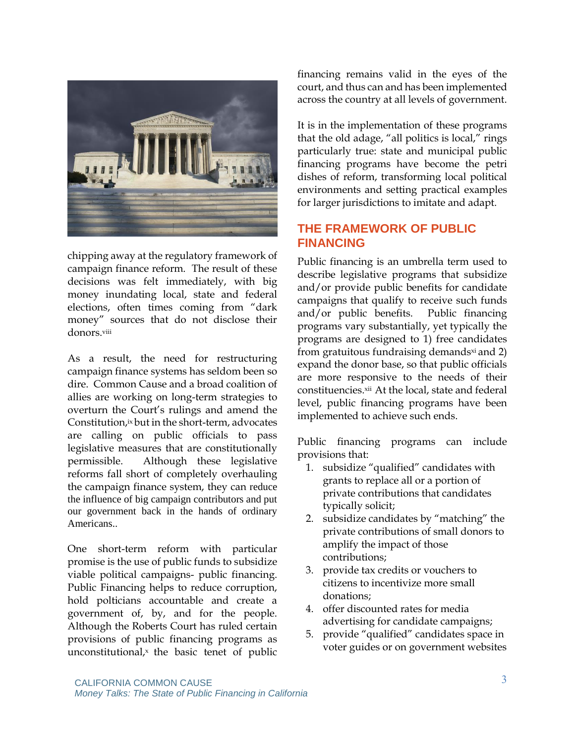chipping away at the regulatory framework of campaign finance reform. The result of these decisions was felt immediately, with big money inundating local, state and federal elections, often times coming from "dark money" sources that do not disclose their donors.[viii]

As a result, the need for restructuring campaign finance systems has seldom been so dire. Common Cause and a broad coalition of allies are working on long-term strategies to overturn the Court's rulings and amend the Constitution,[ix] but in the short-term, advocates are calling on public officials to pass legislative measures that are constitutionally permissible. Although these legislative reforms fall short of completely overhauling the campaign finance system, they can reduce the influence of big campaign contributors and put our government back in the hands of ordinary Americans..

One short-term reform with particular promise is the use of public funds to subsidize viable political campaigns- public financing. Public Financing helps to reduce corruption, hold polticians accountable and create a government of, by, and for the people. Although the Roberts Court has ruled certain provisions of public financing programs as unconstitutional,[x] the basic tenet of public financing remains valid in the eyes of the court, and thus can and has been implemented across the country at all levels of government.

It is in the implementation of these programs that the old adage, "all politics is local," rings particularly true: state and municipal public financing programs have become the petri dishes of reform, transforming local political environments and setting practical examples for larger jurisdictions to imitate and adapt.

## THE FRAMEWORK OF PUBLIC FINANCING

Public financing is an umbrella term used to describe legislative programs that subsidize and/or provide public benefits for candidate campaigns that qualify to receive such funds and/or public benefits. Public financing programs vary substantially, yet typically the programs are designed to 1) free candidates from gratuitous fundraising demands[xi] and 2) expand the donor base, so that public officials are more responsive to the needs of their constituencies.[xii] At the local, state and federal level, public financing programs have been implemented to achieve such ends.

Public financing programs can include provisions that:

1. subsidize "qualified" candidates with grants to replace all or a portion of private contributions that candidates typically solicit;
2. subsidize candidates by "matching" the private contributions of small donors to amplify the impact of those contributions;
3. provide tax credits or vouchers to citizens to incentivize more small donations;
4. offer discounted rates for media advertising for candidate campaigns;
5. provide "qualified" candidates space in voter guides or on government websites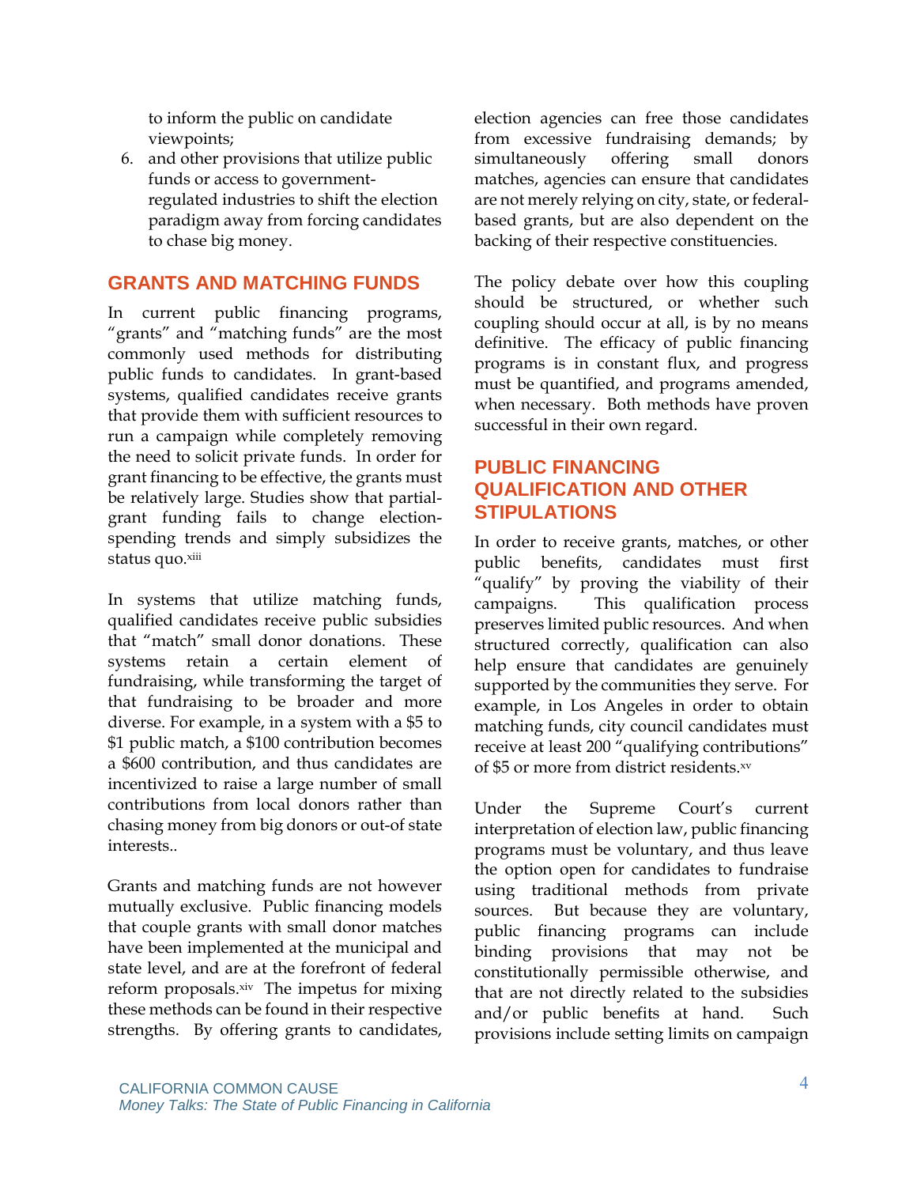to inform the public on candidate viewpoints;

6. and other provisions that utilize public funds or access to government-regulated industries to shift the election paradigm away from forcing candidates to chase big money.

## GRANTS AND MATCHING FUNDS

In current public financing programs, "grants" and "matching funds" are the most commonly used methods for distributing public funds to candidates. In grant-based systems, qualified candidates receive grants that provide them with sufficient resources to run a campaign while completely removing the need to solicit private funds. In order for grant financing to be effective, the grants must be relatively large. Studies show that partial-grant funding fails to change election-spending trends and simply subsidizes the status quo.[xiii]

In systems that utilize matching funds, qualified candidates receive public subsidies that "match" small donor donations. These systems retain a certain element of fundraising, while transforming the target of that fundraising to be broader and more diverse. For example, in a system with a $5 to $1 public match, a $100 contribution becomes a $600 contribution, and thus candidates are incentivized to raise a large number of small contributions from local donors rather than chasing money from big donors or out-of state interests..

Grants and matching funds are not however mutually exclusive. Public financing models that couple grants with small donor matches have been implemented at the municipal and state level, and are at the forefront of federal reform proposals.[xiv] The impetus for mixing these methods can be found in their respective strengths. By offering grants to candidates, election agencies can free those candidates from excessive fundraising demands; by simultaneously offering small donors matches, agencies can ensure that candidates are not merely relying on city, state, or federal-based grants, but are also dependent on the backing of their respective constituencies.

The policy debate over how this coupling should be structured, or whether such coupling should occur at all, is by no means definitive. The efficacy of public financing programs is in constant flux, and progress must be quantified, and programs amended, when necessary. Both methods have proven successful in their own regard.

## PUBLIC FINANCING QUALIFICATION AND OTHER STIPULATIONS

In order to receive grants, matches, or other public benefits, candidates must first "qualify" by proving the viability of their campaigns. This qualification process preserves limited public resources. And when structured correctly, qualification can also help ensure that candidates are genuinely supported by the communities they serve. For example, in Los Angeles in order to obtain matching funds, city council candidates must receive at least 200 "qualifying contributions" of $5 or more from district residents.[xv]

Under the Supreme Court's current interpretation of election law, public financing programs must be voluntary, and thus leave the option open for candidates to fundraise using traditional methods from private sources. But because they are voluntary, public financing programs can include binding provisions that may not be constitutionally permissible otherwise, and that are not directly related to the subsidies and/or public benefits at hand. Such provisions include setting limits on campaign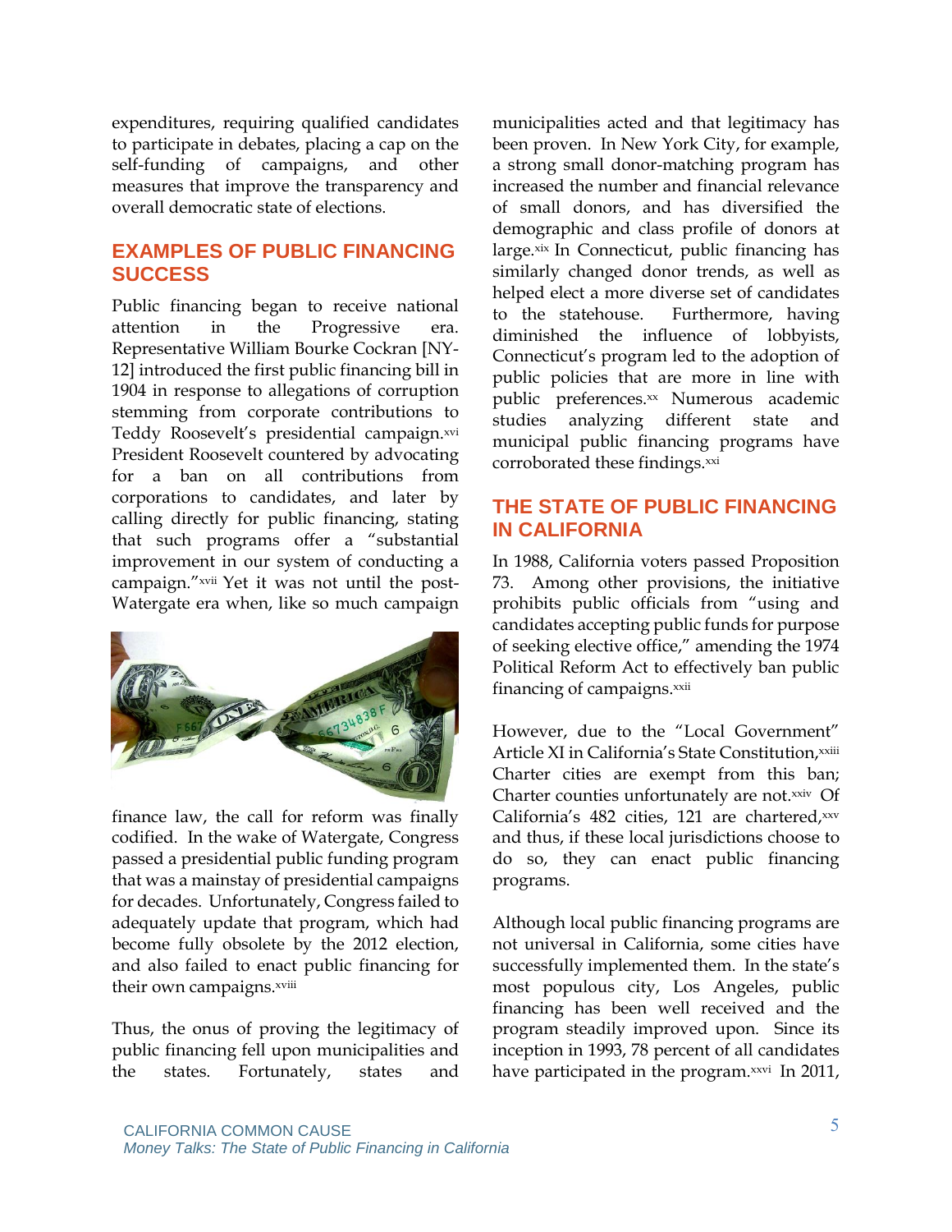expenditures, requiring qualified candidates to participate in debates, placing a cap on the self-funding of campaigns, and other measures that improve the transparency and overall democratic state of elections.

## EXAMPLES OF PUBLIC FINANCING SUCCESS

Public financing began to receive national attention in the Progressive era. Representative William Bourke Cockran [NY-12] introduced the first public financing bill in 1904 in response to allegations of corruption stemming from corporate contributions to Teddy Roosevelt's presidential campaign.[xvi] President Roosevelt countered by advocating for a ban on all contributions from corporations to candidates, and later by calling directly for public financing, stating that such programs offer a "substantial improvement in our system of conducting a campaign."[xvii] Yet it was not until the post-Watergate era when, like so much campaign finance law, the call for reform was finally codified. In the wake of Watergate, Congress passed a presidential public funding program that was a mainstay of presidential campaigns for decades. Unfortunately, Congress failed to adequately update that program, which had become fully obsolete by the 2012 election, and also failed to enact public financing for their own campaigns.[xviii]

Thus, the onus of proving the legitimacy of public financing fell upon municipalities and the states. Fortunately, states and municipalities acted and that legitimacy has been proven. In New York City, for example, a strong small donor-matching program has increased the number and financial relevance of small donors, and has diversified the demographic and class profile of donors at large.[xix] In Connecticut, public financing has similarly changed donor trends, as well as helped elect a more diverse set of candidates to the statehouse. Furthermore, having diminished the influence of lobbyists, Connecticut's program led to the adoption of public policies that are more in line with public preferences.[xx] Numerous academic studies analyzing different state and municipal public financing programs have corroborated these findings.[xxi]

## THE STATE OF PUBLIC FINANCING IN CALIFORNIA

In 1988, California voters passed Proposition 73. Among other provisions, the initiative prohibits public officials from "using and candidates accepting public funds for purpose of seeking elective office," amending the 1974 Political Reform Act to effectively ban public financing of campaigns.[xxii]

However, due to the "Local Government" Article XI in California's State Constitution,[xxiii] Charter cities are exempt from this ban; Charter counties unfortunately are not.[xxiv] Of California's 482 cities, 121 are chartered,[xxv] and thus, if these local jurisdictions choose to do so, they can enact public financing programs.

Although local public financing programs are not universal in California, some cities have successfully implemented them. In the state's most populous city, Los Angeles, public financing has been well received and the program steadily improved upon. Since its inception in 1993, 78 percent of all candidates have participated in the program.[xxvi] In 2011,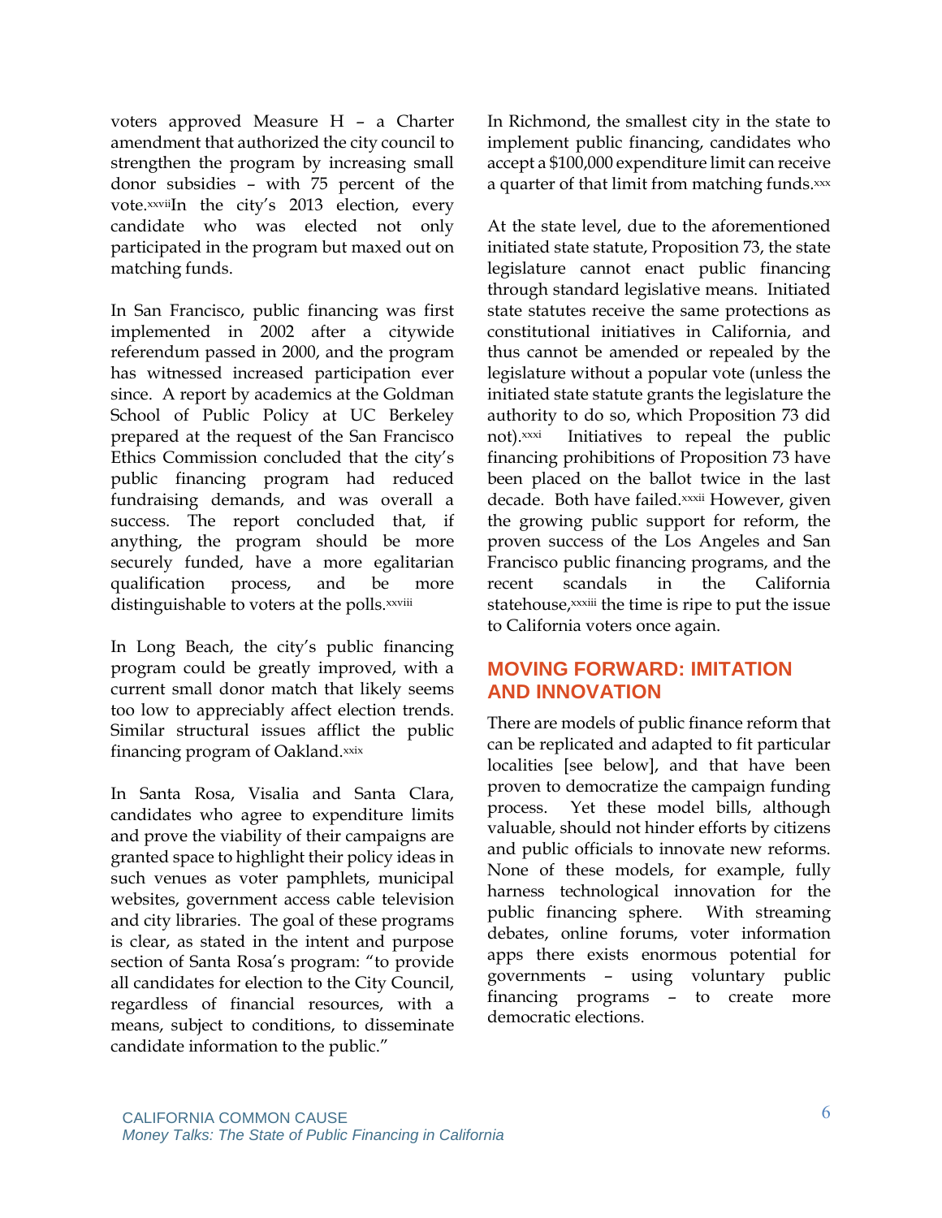voters approved Measure H – a Charter amendment that authorized the city council to strengthen the program by increasing small donor subsidies – with 75 percent of the vote.[xxvii] In the city's 2013 election, every candidate who was elected not only participated in the program but maxed out on matching funds.

In San Francisco, public financing was first implemented in 2002 after a citywide referendum passed in 2000, and the program has witnessed increased participation ever since. A report by academics at the Goldman School of Public Policy at UC Berkeley prepared at the request of the San Francisco Ethics Commission concluded that the city's public financing program had reduced fundraising demands, and was overall a success. The report concluded that, if anything, the program should be more securely funded, have a more egalitarian qualification process, and be more distinguishable to voters at the polls.[xxviii]

In Long Beach, the city's public financing program could be greatly improved, with a current small donor match that likely seems too low to appreciably affect election trends. Similar structural issues afflict the public financing program of Oakland.[xxix]

In Santa Rosa, Visalia and Santa Clara, candidates who agree to expenditure limits and prove the viability of their campaigns are granted space to highlight their policy ideas in such venues as voter pamphlets, municipal websites, government access cable television and city libraries. The goal of these programs is clear, as stated in the intent and purpose section of Santa Rosa's program: "to provide all candidates for election to the City Council, regardless of financial resources, with a means, subject to conditions, to disseminate candidate information to the public."

In Richmond, the smallest city in the state to implement public financing, candidates who accept a $100,000 expenditure limit can receive a quarter of that limit from matching funds.[xxx]

At the state level, due to the aforementioned initiated state statute, Proposition 73, the state legislature cannot enact public financing through standard legislative means. Initiated state statutes receive the same protections as constitutional initiatives in California, and thus cannot be amended or repealed by the legislature without a popular vote (unless the initiated state statute grants the legislature the authority to do so, which Proposition 73 did not).[xxxi] Initiatives to repeal the public financing prohibitions of Proposition 73 have been placed on the ballot twice in the last decade. Both have failed.[xxxii] However, given the growing public support for reform, the proven success of the Los Angeles and San Francisco public financing programs, and the recent scandals in the California statehouse,[xxxiii] the time is ripe to put the issue to California voters once again.

## MOVING FORWARD: IMITATION AND INNOVATION

There are models of public finance reform that can be replicated and adapted to fit particular localities [see below], and that have been proven to democratize the campaign funding process. Yet these model bills, although valuable, should not hinder efforts by citizens and public officials to innovate new reforms. None of these models, for example, fully harness technological innovation for the public financing sphere. With streaming debates, online forums, voter information apps there exists enormous potential for governments – using voluntary public financing programs – to create more democratic elections.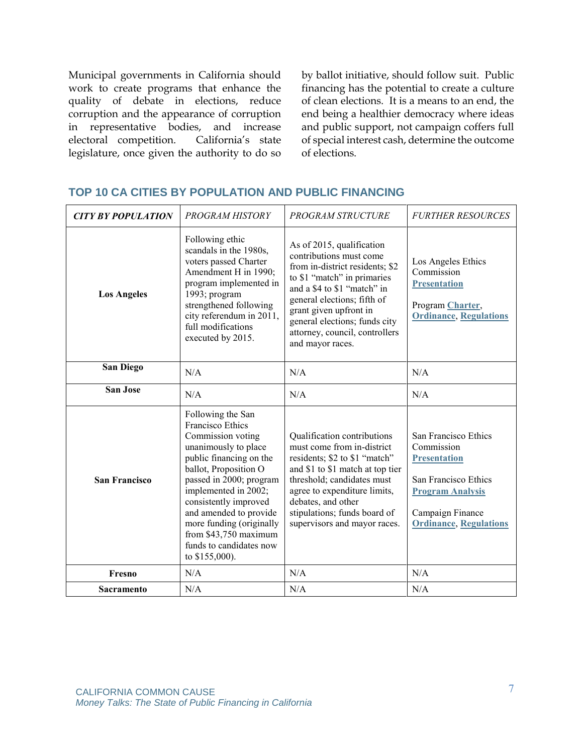Municipal governments in California should work to create programs that enhance the quality of debate in elections, reduce corruption and the appearance of corruption in representative bodies, and increase electoral competition. California's state legislature, once given the authority to do so by ballot initiative, should follow suit. Public financing has the potential to create a culture of clean elections. It is a means to an end, the end being a healthier democracy where ideas and public support, not campaign coffers full of special interest cash, determine the outcome of elections.

## TOP 10 CA CITIES BY POPULATION AND PUBLIC FINANCING

| ***CITY BY POPULATION*** | *PROGRAM HISTORY* | *PROGRAM STRUCTURE* | *FURTHER RESOURCES* |
|---|---|---|---|
| **Los Angeles** | Following ethic scandals in the 1980s, voters passed Charter Amendment H in 1990; program implemented in 1993; program strengthened following city referendum in 2011, full modifications executed by 2015. | As of 2015, qualification contributions must come from in-district residents; $2 to $1 "match" in primaries and a $4 to $1 "match" in general elections; fifth of grant given upfront in general elections; funds city attorney, council, controllers and mayor races. | Los Angeles Ethics Commission **Presentation**<br><br>Program **Charter**, **Ordinance**, **Regulations** |
| **San Diego** | N/A | N/A | N/A |
| **San Jose** | N/A | N/A | N/A |
| **San Francisco** | Following the San Francisco Ethics Commission voting unanimously to place public financing on the ballot, Proposition O passed in 2000; program implemented in 2002; consistently improved and amended to provide more funding (originally from $43,750 maximum funds to candidates now to $155,000). | Qualification contributions must come from in-district residents; $2 to $1 "match" and $1 to $1 match at top tier threshold; candidates must agree to expenditure limits, debates, and other stipulations; funds board of supervisors and mayor races. | San Francisco Ethics Commission **Presentation**<br><br>San Francisco Ethics **Program Analysis**<br><br>Campaign Finance **Ordinance**, **Regulations** |
| **Fresno** | N/A | N/A | N/A |
| **Sacramento** | N/A | N/A | N/A |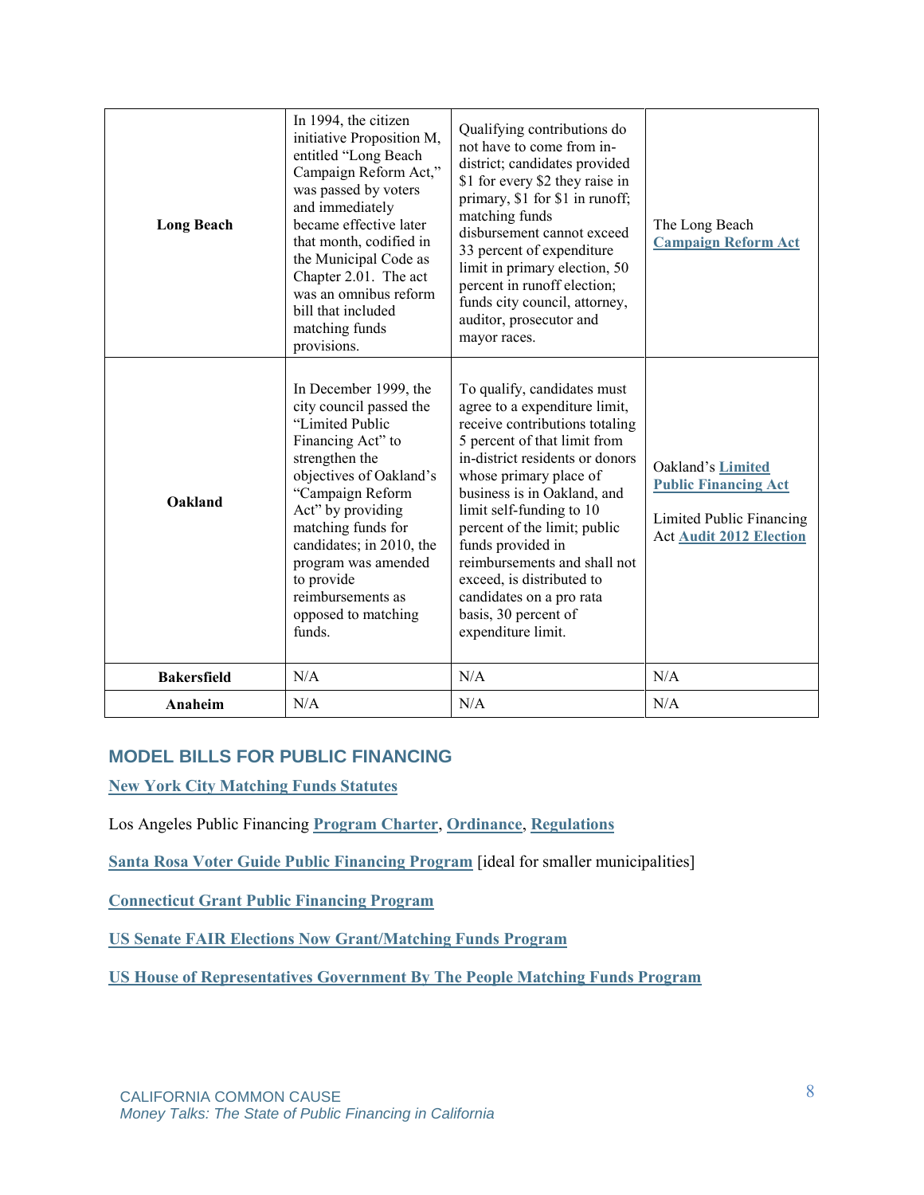| | | | |
|---|---|---|---|
| **Long Beach** | In 1994, the citizen initiative Proposition M, entitled "Long Beach Campaign Reform Act," was passed by voters and immediately became effective later that month, codified in the Municipal Code as Chapter 2.01. The act was an omnibus reform bill that included matching funds provisions. | Qualifying contributions do not have to come from in-district; candidates provided $1 for every $2 they raise in primary, $1 for $1 in runoff; matching funds disbursement cannot exceed 33 percent of expenditure limit in primary election, 50 percent in runoff election; funds city council, attorney, auditor, prosecutor and mayor races. | The Long Beach **Campaign Reform Act** |
| **Oakland** | In December 1999, the city council passed the "Limited Public Financing Act" to strengthen the objectives of Oakland's "Campaign Reform Act" by providing matching funds for candidates; in 2010, the program was amended to provide reimbursements as opposed to matching funds. | To qualify, candidates must agree to a expenditure limit, receive contributions totaling 5 percent of that limit from in-district residents or donors whose primary place of business is in Oakland, and limit self-funding to 10 percent of the limit; public funds provided in reimbursements and shall not exceed, is distributed to candidates on a pro rata basis, 30 percent of expenditure limit. | Oakland's **Limited Public Financing Act**<br><br>Limited Public Financing Act **Audit 2012 Election** |
| **Bakersfield** | N/A | N/A | N/A |
| **Anaheim** | N/A | N/A | N/A |

## MODEL BILLS FOR PUBLIC FINANCING

**New York City Matching Funds Statutes**

Los Angeles Public Financing **Program Charter**, **Ordinance**, **Regulations**

**Santa Rosa Voter Guide Public Financing Program** [ideal for smaller municipalities]

**Connecticut Grant Public Financing Program**

**US Senate FAIR Elections Now Grant/Matching Funds Program**

**US House of Representatives Government By The People Matching Funds Program**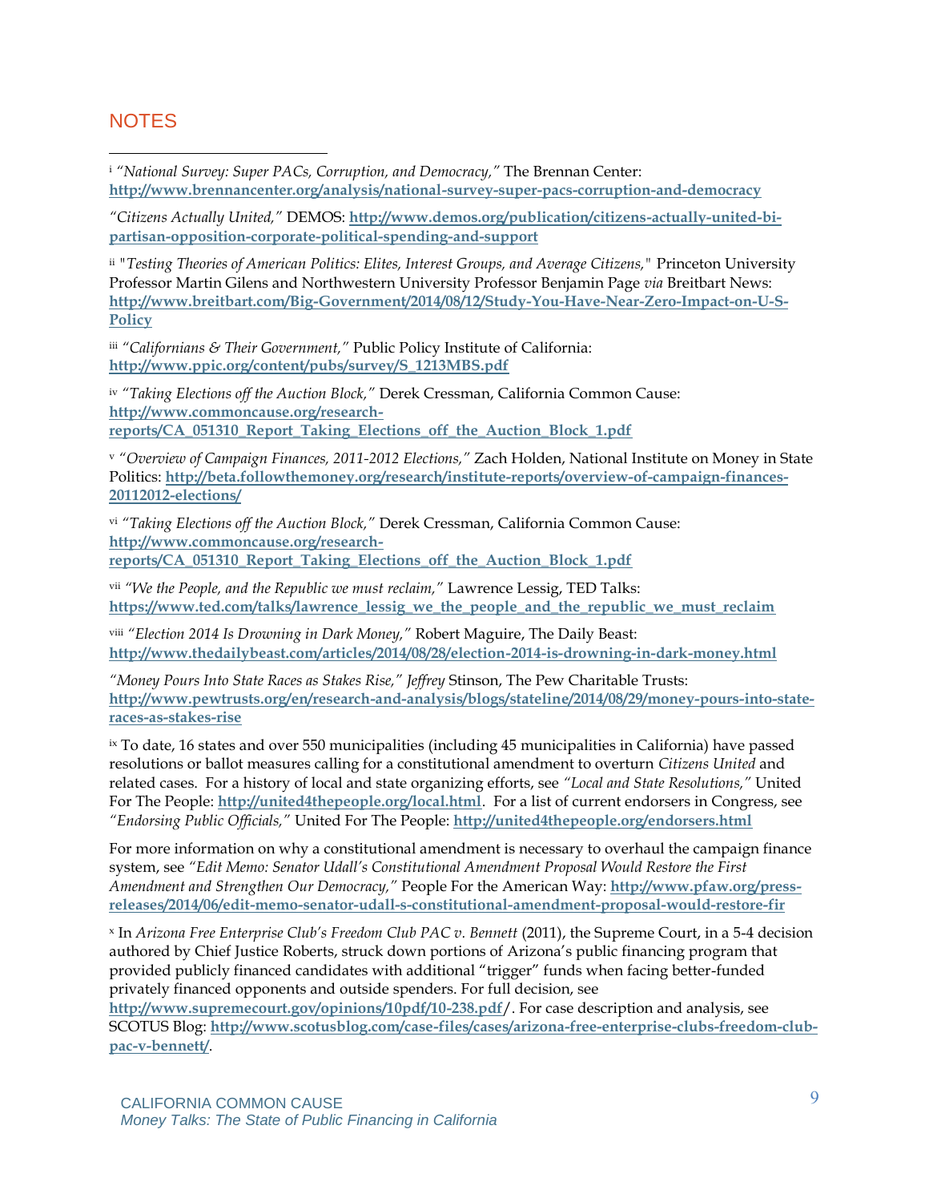## NOTES

[i] *"National Survey: Super PACs, Corruption, and Democracy,"* The Brennan Center: **http://www.brennancenter.org/analysis/national-survey-super-pacs-corruption-and-democracy**

*"Citizens Actually United,"* DEMOS: **http://www.demos.org/publication/citizens-actually-united-bi-partisan-opposition-corporate-political-spending-and-support**

[ii] "*Testing Theories of American Politics: Elites, Interest Groups, and Average Citizens,*" Princeton University Professor Martin Gilens and Northwestern University Professor Benjamin Page *via* Breitbart News: **http://www.breitbart.com/Big-Government/2014/08/12/Study-You-Have-Near-Zero-Impact-on-U-S-Policy**

[iii] *"Californians & Their Government,"* Public Policy Institute of California: **http://www.ppic.org/content/pubs/survey/S_1213MBS.pdf**

[iv] *"Taking Elections off the Auction Block,"* Derek Cressman, California Common Cause: **http://www.commoncause.org/research-reports/CA_051310_Report_Taking_Elections_off_the_Auction_Block_1.pdf**

[v] *"Overview of Campaign Finances, 2011-2012 Elections,"* Zach Holden, National Institute on Money in State Politics: **http://beta.followthemoney.org/research/institute-reports/overview-of-campaign-finances-20112012-elections/**

[vi] *"Taking Elections off the Auction Block,"* Derek Cressman, California Common Cause: **http://www.commoncause.org/research-reports/CA_051310_Report_Taking_Elections_off_the_Auction_Block_1.pdf**

[vii] *"We the People, and the Republic we must reclaim,"* Lawrence Lessig, TED Talks: **https://www.ted.com/talks/lawrence_lessig_we_the_people_and_the_republic_we_must_reclaim**

[viii] *"Election 2014 Is Drowning in Dark Money,"* Robert Maguire, The Daily Beast: **http://www.thedailybeast.com/articles/2014/08/28/election-2014-is-drowning-in-dark-money.html**

*"Money Pours Into State Races as Stakes Rise," Jeffrey* Stinson, The Pew Charitable Trusts: **http://www.pewtrusts.org/en/research-and-analysis/blogs/stateline/2014/08/29/money-pours-into-state-races-as-stakes-rise**

[ix] To date, 16 states and over 550 municipalities (including 45 municipalities in California) have passed resolutions or ballot measures calling for a constitutional amendment to overturn *Citizens United* and related cases. For a history of local and state organizing efforts, see *"Local and State Resolutions,"* United For The People: **http://united4thepeople.org/local.html**. For a list of current endorsers in Congress, see *"Endorsing Public Officials,"* United For The People: **http://united4thepeople.org/endorsers.html**

For more information on why a constitutional amendment is necessary to overhaul the campaign finance system, see *"Edit Memo: Senator Udall's Constitutional Amendment Proposal Would Restore the First Amendment and Strengthen Our Democracy,"* People For the American Way: **http://www.pfaw.org/press-releases/2014/06/edit-memo-senator-udall-s-constitutional-amendment-proposal-would-restore-fir**

[x] In *Arizona Free Enterprise Club's Freedom Club PAC v. Bennett* (2011), the Supreme Court, in a 5-4 decision authored by Chief Justice Roberts, struck down portions of Arizona's public financing program that provided publicly financed candidates with additional "trigger" funds when facing better-funded privately financed opponents and outside spenders. For full decision, see **http://www.supremecourt.gov/opinions/10pdf/10-238.pdf**/. For case description and analysis, see SCOTUS Blog: **http://www.scotusblog.com/case-files/cases/arizona-free-enterprise-clubs-freedom-club-pac-v-bennett/**.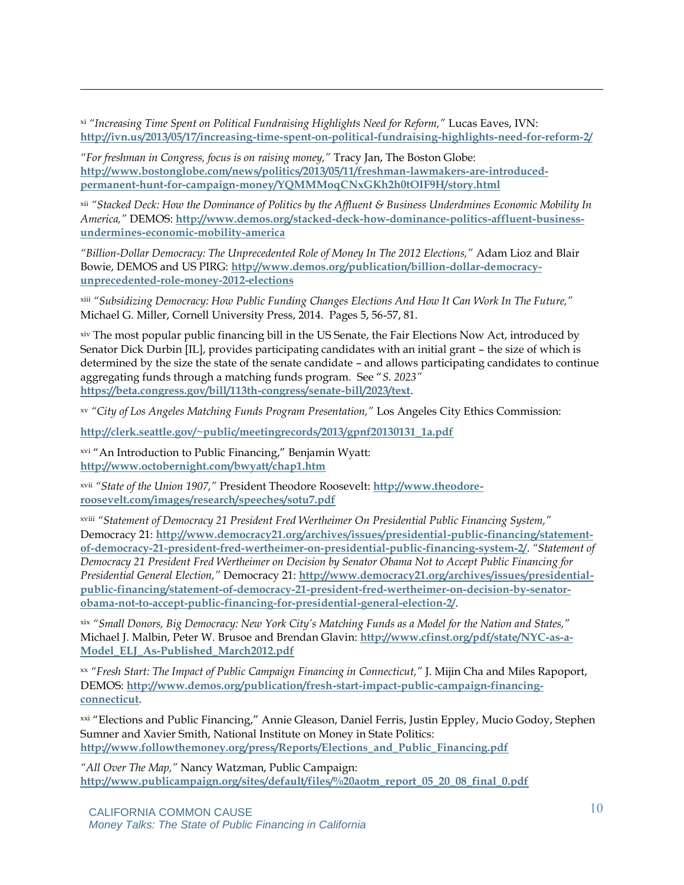[xi] *"Increasing Time Spent on Political Fundraising Highlights Need for Reform,"* Lucas Eaves, IVN: **http://ivn.us/2013/05/17/increasing-time-spent-on-political-fundraising-highlights-need-for-reform-2/**

*"For freshman in Congress, focus is on raising money,"* Tracy Jan, The Boston Globe: **http://www.bostonglobe.com/news/politics/2013/05/11/freshman-lawmakers-are-introduced-permanent-hunt-for-campaign-money/YQMMMoqCNxGKh2h0tOIF9H/story.html**

[xii] *"Stacked Deck: How the Dominance of Politics by the Affluent & Business Underdmines Economic Mobility In America,"* DEMOS: **http://www.demos.org/stacked-deck-how-dominance-politics-affluent-business-undermines-economic-mobility-america**

*"Billion-Dollar Democracy: The Unprecedented Role of Money In The 2012 Elections,"* Adam Lioz and Blair Bowie, DEMOS and US PIRG: **http://www.demos.org/publication/billion-dollar-democracy-unprecedented-role-money-2012-elections**

[xiii] "*Subsidizing Democracy: How Public Funding Changes Elections And How It Can Work In The Future,"* Michael G. Miller, Cornell University Press, 2014. Pages 5, 56-57, 81.

[xiv] The most popular public financing bill in the US Senate, the Fair Elections Now Act, introduced by Senator Dick Durbin [IL], provides participating candidates with an initial grant – the size of which is determined by the size the state of the senate candidate – and allows participating candidates to continue aggregating funds through a matching funds program. See "*S. 2023"* **https://beta.congress.gov/bill/113th-congress/senate-bill/2023/text**.

[xv] *"City of Los Angeles Matching Funds Program Presentation,"* Los Angeles City Ethics Commission:

**http://clerk.seattle.gov/~public/meetingrecords/2013/gpnf20130131_1a.pdf**

[xvi] "An Introduction to Public Financing," Benjamin Wyatt: **http://www.octobernight.com/bwyatt/chap1.htm**

[xvii] *"State of the Union 1907,"* President Theodore Roosevelt: **http://www.theodore-roosevelt.com/images/research/speeches/sotu7.pdf**

[xviii] *"Statement of Democracy 21 President Fred Wertheimer On Presidential Public Financing System,"* Democracy 21: **http://www.democracy21.org/archives/issues/presidential-public-financing/statement-of-democracy-21-president-fred-wertheimer-on-presidential-public-financing-system-2/**. *"Statement of Democracy 21 President Fred Wertheimer on Decision by Senator Obama Not to Accept Public Financing for Presidential General Election,"* Democracy 21: **http://www.democracy21.org/archives/issues/presidential-public-financing/statement-of-democracy-21-president-fred-wertheimer-on-decision-by-senator-obama-not-to-accept-public-financing-for-presidential-general-election-2/**.

[xix] *"Small Donors, Big Democracy: New York City's Matching Funds as a Model for the Nation and States,"* Michael J. Malbin, Peter W. Brusoe and Brendan Glavin: **http://www.cfinst.org/pdf/state/NYC-as-a-Model_ELJ_As-Published_March2012.pdf**

[xx] *"Fresh Start: The Impact of Public Campaign Financing in Connecticut,"* J. Mijin Cha and Miles Rapoport, DEMOS: **http://www.demos.org/publication/fresh-start-impact-public-campaign-financing-connecticut**.

[xxi] "Elections and Public Financing," Annie Gleason, Daniel Ferris, Justin Eppley, Mucio Godoy, Stephen Sumner and Xavier Smith, National Institute on Money in State Politics: **http://www.followthemoney.org/press/Reports/Elections_and_Public_Financing.pdf**

*"All Over The Map,"* Nancy Watzman, Public Campaign: **http://www.publicampaign.org/sites/default/files/%20aotm_report_05_20_08_final_0.pdf**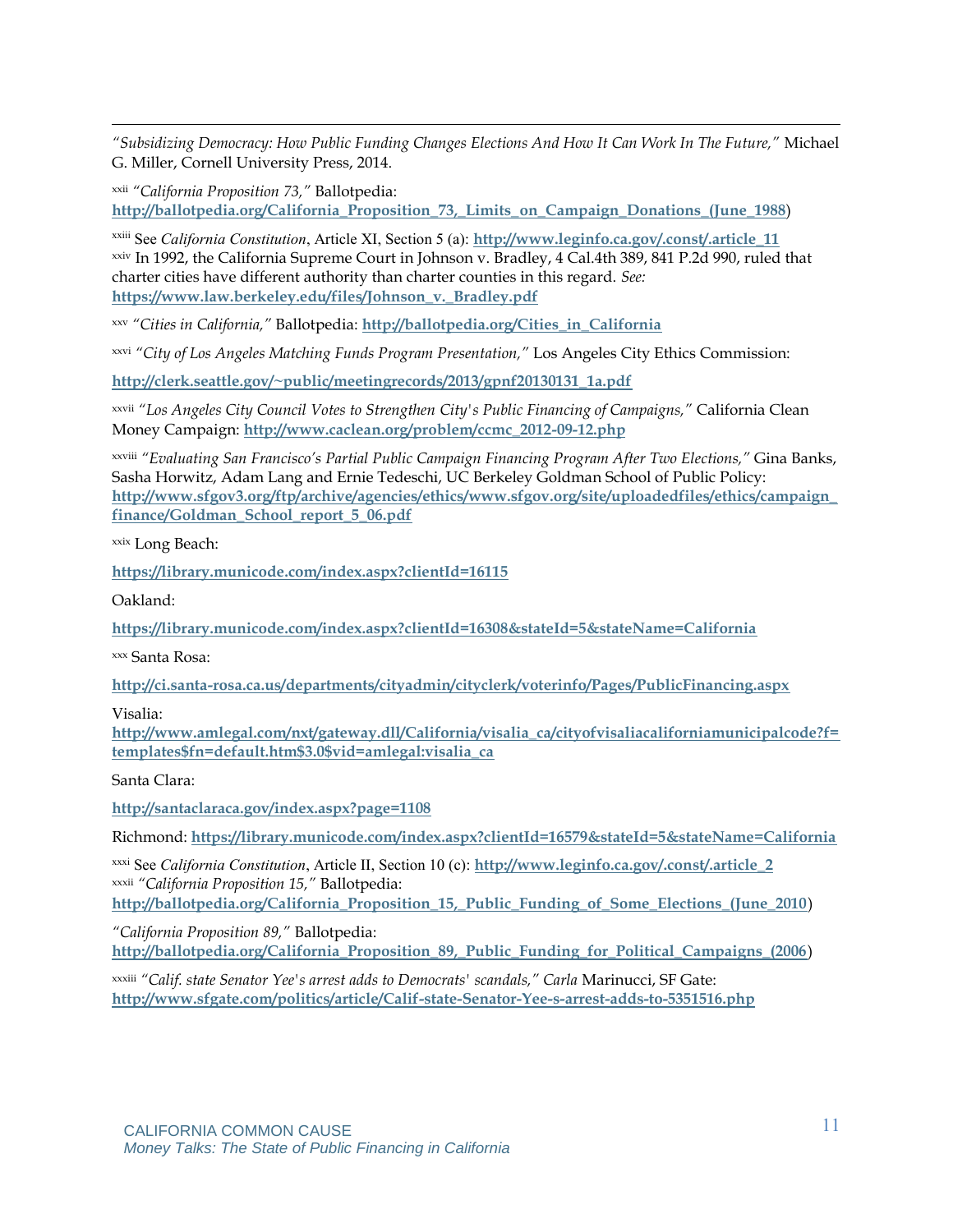*"Subsidizing Democracy: How Public Funding Changes Elections And How It Can Work In The Future,"* Michael G. Miller, Cornell University Press, 2014.

[xxii] *"California Proposition 73,"* Ballotpedia: **http://ballotpedia.org/California_Proposition_73,_Limits_on_Campaign_Donations_(June_1988**)

[xxiii] See *California Constitution*, Article XI, Section 5 (a): **http://www.leginfo.ca.gov/.const/.article_11**
[xxiv] In 1992, the California Supreme Court in Johnson v. Bradley, 4 Cal.4th 389, 841 P.2d 990, ruled that charter cities have different authority than charter counties in this regard. *See:* **https://www.law.berkeley.edu/files/Johnson_v._Bradley.pdf**

[xxv] *"Cities in California,"* Ballotpedia: **http://ballotpedia.org/Cities_in_California**

[xxvi] *"City of Los Angeles Matching Funds Program Presentation,"* Los Angeles City Ethics Commission:

**http://clerk.seattle.gov/~public/meetingrecords/2013/gpnf20130131_1a.pdf**

[xxvii] *"Los Angeles City Council Votes to Strengthen City's Public Financing of Campaigns,"* California Clean Money Campaign: **http://www.caclean.org/problem/ccmc_2012-09-12.php**

[xxviii] *"Evaluating San Francisco's Partial Public Campaign Financing Program After Two Elections,"* Gina Banks, Sasha Horwitz, Adam Lang and Ernie Tedeschi, UC Berkeley Goldman School of Public Policy: **http://www.sfgov3.org/ftp/archive/agencies/ethics/www.sfgov.org/site/uploadedfiles/ethics/campaign_finance/Goldman_School_report_5_06.pdf**

[xxix] Long Beach:

**https://library.municode.com/index.aspx?clientId=16115**

Oakland:

**https://library.municode.com/index.aspx?clientId=16308&stateId=5&stateName=California**

[xxx] Santa Rosa:

**http://ci.santa-rosa.ca.us/departments/cityadmin/cityclerk/voterinfo/Pages/PublicFinancing.aspx**

Visalia:
**http://www.amlegal.com/nxt/gateway.dll/California/visalia_ca/cityofvisaliacaliforniamunicipalcode?f=templates$fn=default.htm$3.0$vid=amlegal:visalia_ca**

Santa Clara:

**http://santaclaraca.gov/index.aspx?page=1108**

Richmond: **https://library.municode.com/index.aspx?clientId=16579&stateId=5&stateName=California**

[xxxi] See *California Constitution*, Article II, Section 10 (c): **http://www.leginfo.ca.gov/.const/.article_2**
[xxxii] *"California Proposition 15,"* Ballotpedia: **http://ballotpedia.org/California_Proposition_15,_Public_Funding_of_Some_Elections_(June_2010**)

*"California Proposition 89,"* Ballotpedia: **http://ballotpedia.org/California_Proposition_89,_Public_Funding_for_Political_Campaigns_(2006**)

[xxxiii] *"Calif. state Senator Yee's arrest adds to Democrats' scandals," Carla* Marinucci, SF Gate: **http://www.sfgate.com/politics/article/Calif-state-Senator-Yee-s-arrest-adds-to-5351516.php**